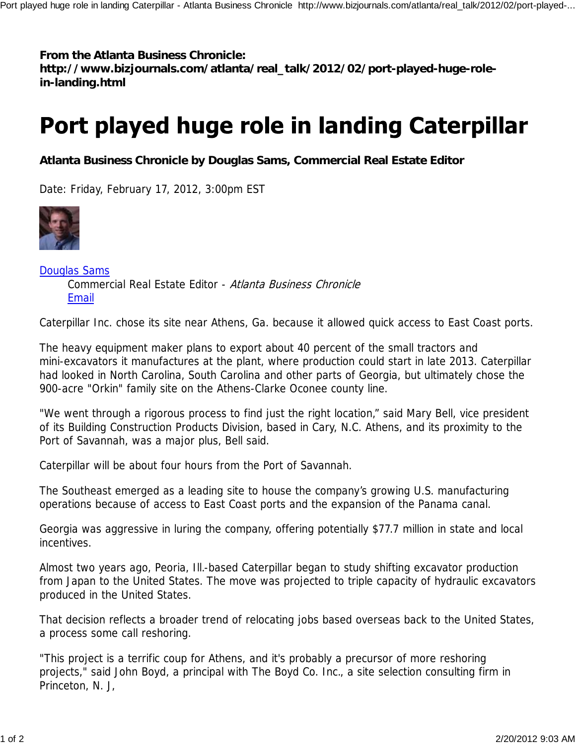**From the Atlanta Business Chronicle:**
**http://www.bizjournals.com/atlanta/real_talk/2012/02/port-played-huge-role-in-landing.html**

# Port played huge role in landing Caterpillar

**Atlanta Business Chronicle by Douglas Sams, Commercial Real Estate Editor**

Date: Friday, February 17, 2012, 3:00pm EST

Douglas Sams
Commercial Real Estate Editor - *Atlanta Business Chronicle*
Email

Caterpillar Inc. chose its site near Athens, Ga. because it allowed quick access to East Coast ports.

The heavy equipment maker plans to export about 40 percent of the small tractors and mini-excavators it manufactures at the plant, where production could start in late 2013. Caterpillar had looked in North Carolina, South Carolina and other parts of Georgia, but ultimately chose the 900-acre "Orkin" family site on the Athens-Clarke Oconee county line.

"We went through a rigorous process to find just the right location," said Mary Bell, vice president of its Building Construction Products Division, based in Cary, N.C. Athens, and its proximity to the Port of Savannah, was a major plus, Bell said.

Caterpillar will be about four hours from the Port of Savannah.

The Southeast emerged as a leading site to house the company's growing U.S. manufacturing operations because of access to East Coast ports and the expansion of the Panama canal.

Georgia was aggressive in luring the company, offering potentially $77.7 million in state and local incentives.

Almost two years ago, Peoria, Ill.-based Caterpillar began to study shifting excavator production from Japan to the United States. The move was projected to triple capacity of hydraulic excavators produced in the United States.

That decision reflects a broader trend of relocating jobs based overseas back to the United States, a process some call reshoring.

"This project is a terrific coup for Athens, and it's probably a precursor of more reshoring projects," said John Boyd, a principal with The Boyd Co. Inc., a site selection consulting firm in Princeton, N. J,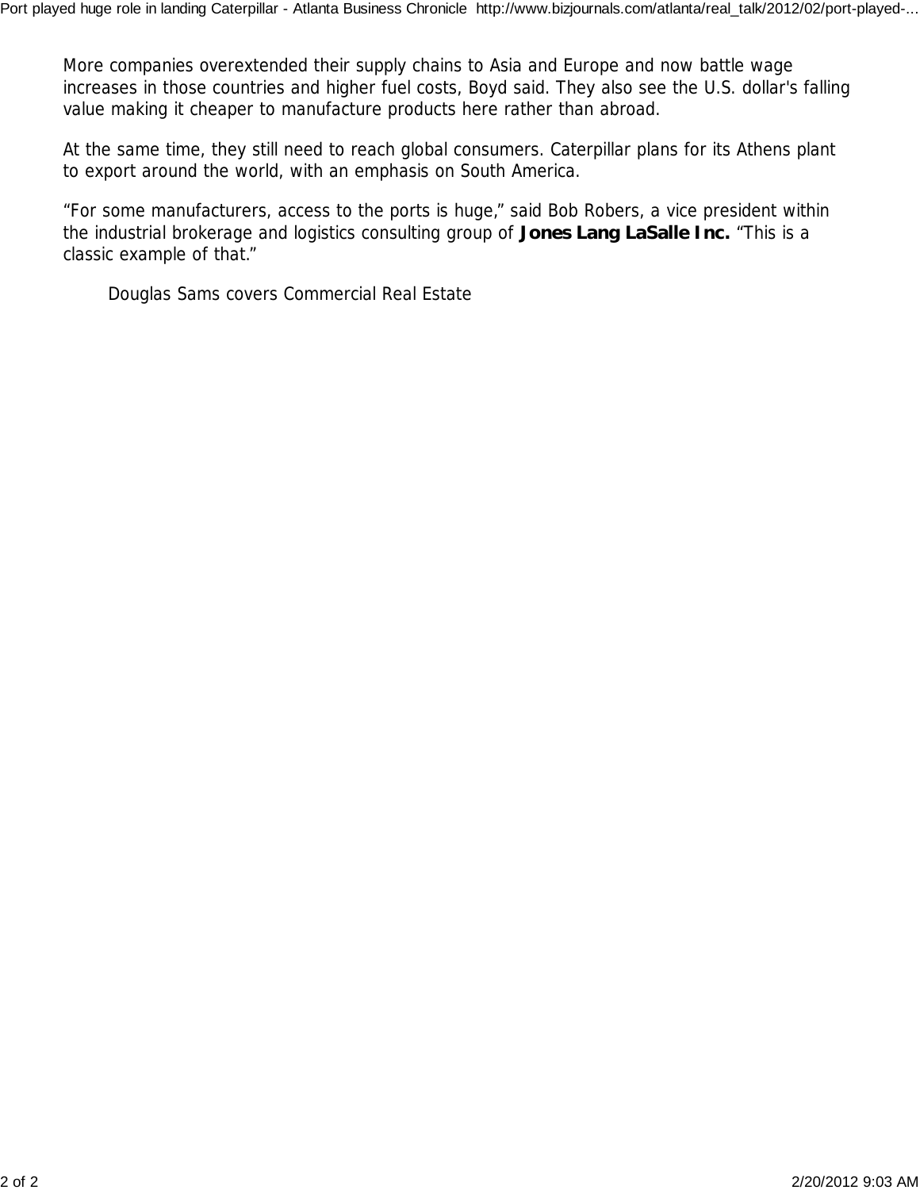More companies overextended their supply chains to Asia and Europe and now battle wage increases in those countries and higher fuel costs, Boyd said. They also see the U.S. dollar's falling value making it cheaper to manufacture products here rather than abroad.

At the same time, they still need to reach global consumers. Caterpillar plans for its Athens plant to export around the world, with an emphasis on South America.

“For some manufacturers, access to the ports is huge,” said Bob Robers, a vice president within the industrial brokerage and logistics consulting group of **Jones Lang LaSalle Inc.** “This is a classic example of that.”

Douglas Sams covers Commercial Real Estate